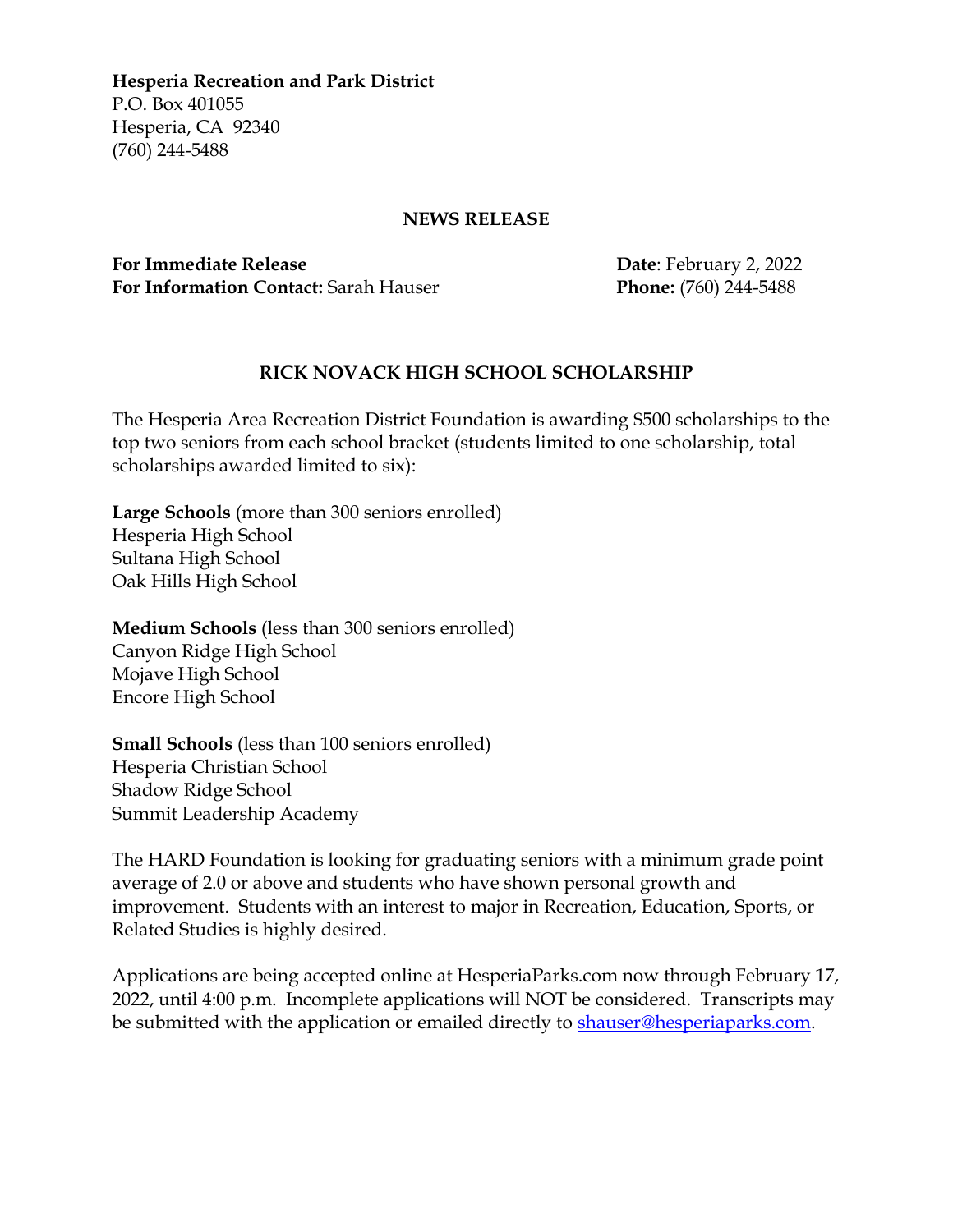**Hesperia Recreation and Park District**
P.O. Box 401055
Hesperia, CA 92340
(760) 244-5488

**NEWS RELEASE**

**For Immediate Release** **Date**: February 2, 2022
**For Information Contact:** Sarah Hauser **Phone:** (760) 244-5488

## RICK NOVACK HIGH SCHOOL SCHOLARSHIP

The Hesperia Area Recreation District Foundation is awarding $500 scholarships to the top two seniors from each school bracket (students limited to one scholarship, total scholarships awarded limited to six):

**Large Schools** (more than 300 seniors enrolled)
Hesperia High School
Sultana High School
Oak Hills High School

**Medium Schools** (less than 300 seniors enrolled)
Canyon Ridge High School
Mojave High School
Encore High School

**Small Schools** (less than 100 seniors enrolled)
Hesperia Christian School
Shadow Ridge School
Summit Leadership Academy

The HARD Foundation is looking for graduating seniors with a minimum grade point average of 2.0 or above and students who have shown personal growth and improvement. Students with an interest to major in Recreation, Education, Sports, or Related Studies is highly desired.

Applications are being accepted online at HesperiaParks.com now through February 17, 2022, until 4:00 p.m. Incomplete applications will NOT be considered. Transcripts may be submitted with the application or emailed directly to shauser@hesperiaparks.com.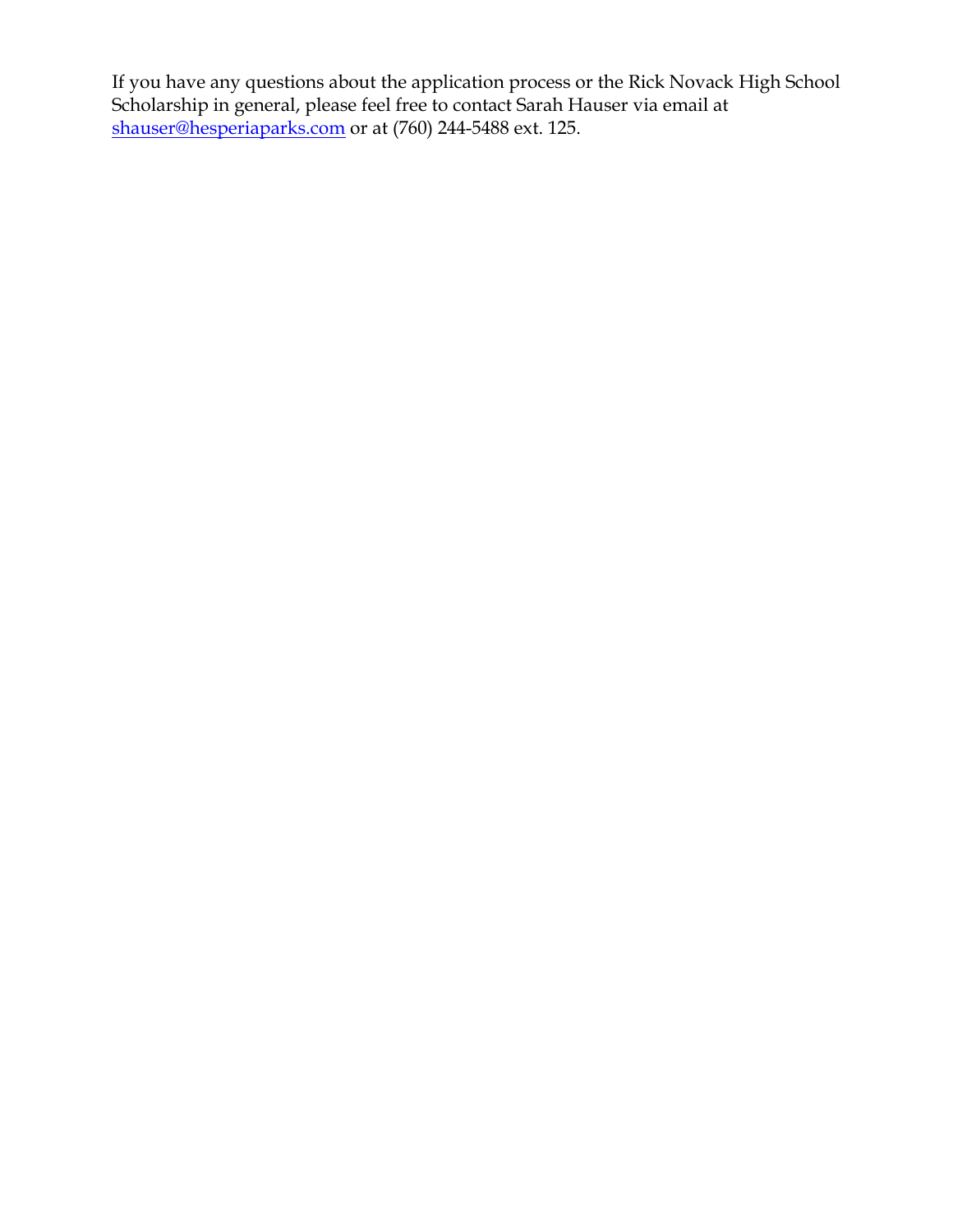If you have any questions about the application process or the Rick Novack High School Scholarship in general, please feel free to contact Sarah Hauser via email at shauser@hesperiaparks.com or at (760) 244-5488 ext. 125.